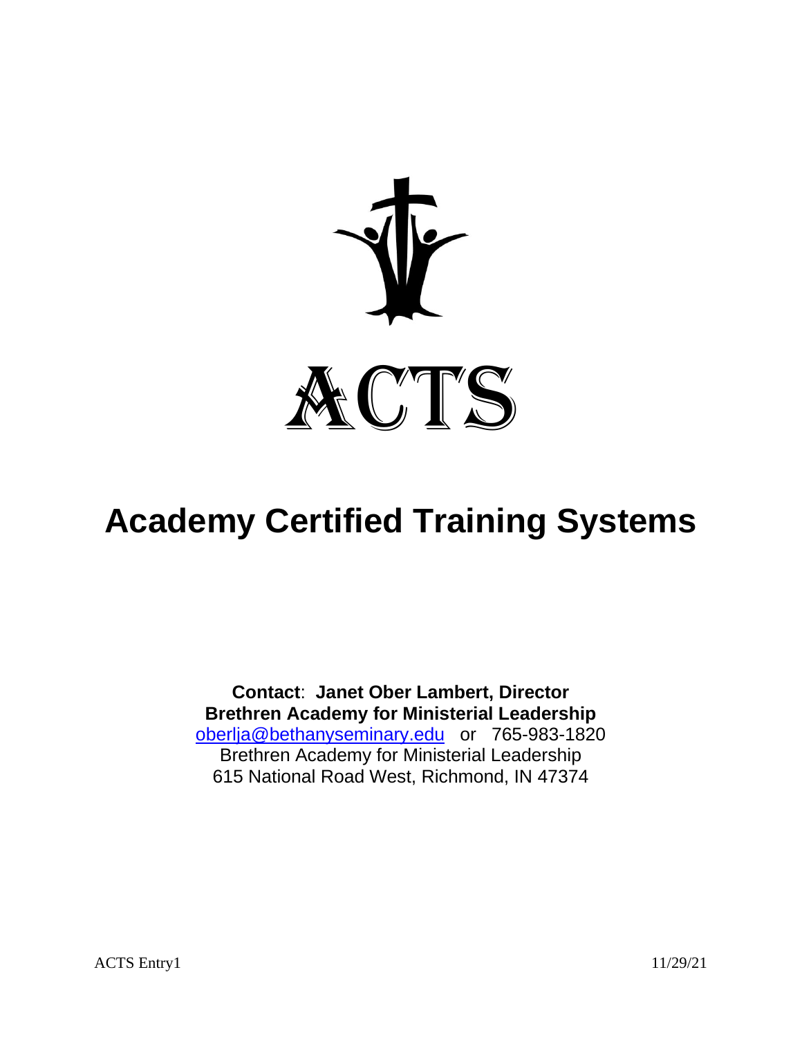# ACTS

# Academy Certified Training Systems

**Contact**: **Janet Ober Lambert, Director**
**Brethren Academy for Ministerial Leadership**
oberlja@bethanyseminary.edu or 765-983-1820
Brethren Academy for Ministerial Leadership
615 National Road West, Richmond, IN 47374

ACTS Entry1 11/29/21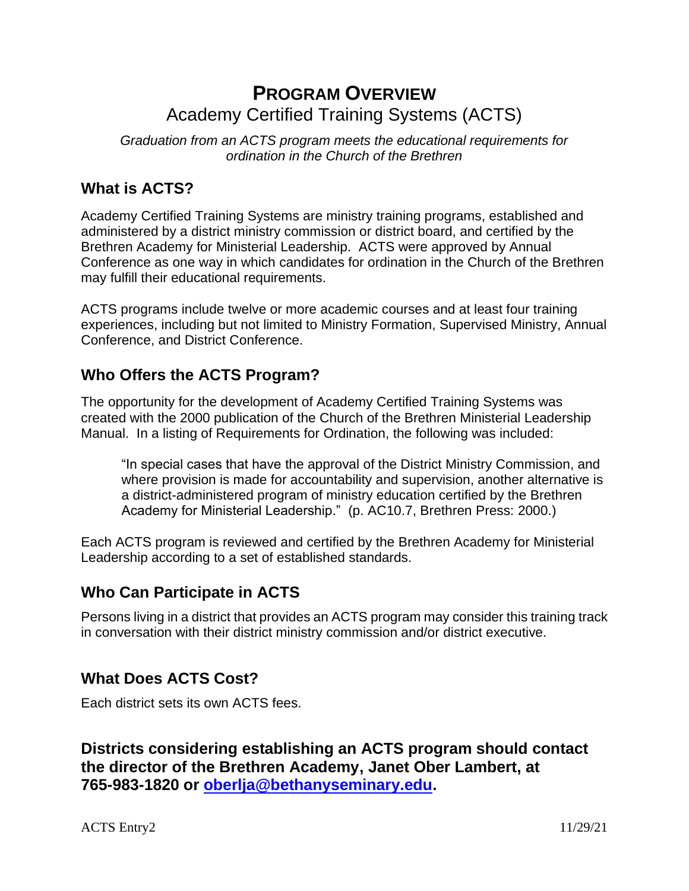# PROGRAM OVERVIEW

Academy Certified Training Systems (ACTS)

*Graduation from an ACTS program meets the educational requirements for ordination in the Church of the Brethren*

## What is ACTS?

Academy Certified Training Systems are ministry training programs, established and administered by a district ministry commission or district board, and certified by the Brethren Academy for Ministerial Leadership. ACTS were approved by Annual Conference as one way in which candidates for ordination in the Church of the Brethren may fulfill their educational requirements.

ACTS programs include twelve or more academic courses and at least four training experiences, including but not limited to Ministry Formation, Supervised Ministry, Annual Conference, and District Conference.

## Who Offers the ACTS Program?

The opportunity for the development of Academy Certified Training Systems was created with the 2000 publication of the Church of the Brethren Ministerial Leadership Manual. In a listing of Requirements for Ordination, the following was included:

> "In special cases that have the approval of the District Ministry Commission, and where provision is made for accountability and supervision, another alternative is a district-administered program of ministry education certified by the Brethren Academy for Ministerial Leadership." (p. AC10.7, Brethren Press: 2000.)

Each ACTS program is reviewed and certified by the Brethren Academy for Ministerial Leadership according to a set of established standards.

## Who Can Participate in ACTS

Persons living in a district that provides an ACTS program may consider this training track in conversation with their district ministry commission and/or district executive.

## What Does ACTS Cost?

Each district sets its own ACTS fees.

**Districts considering establishing an ACTS program should contact the director of the Brethren Academy, Janet Ober Lambert, at 765-983-1820 or [oberlja@bethanyseminary.edu](mailto:oberlja@bethanyseminary.edu).**

ACTS Entry2 11/29/21